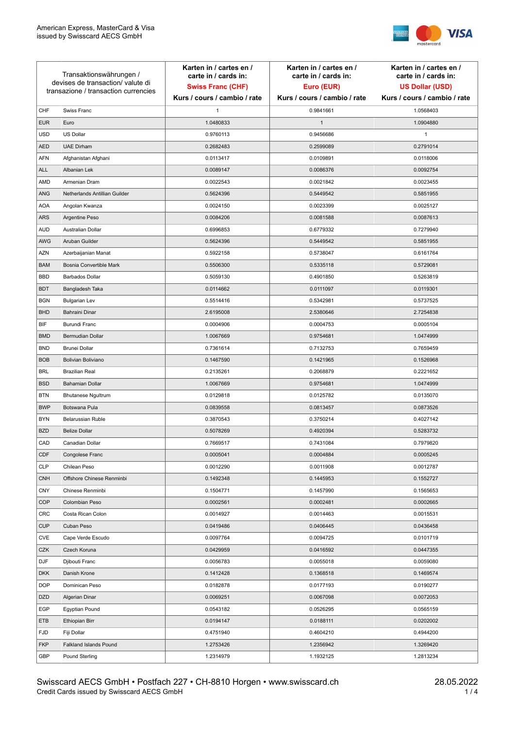American Express, MasterCard & Visa
issued by Swisscard AECS GmbH

| Transaktionswährungen / devises de transaction/ valute di transazione / transaction currencies | | Karten in / cartes en / carte in / cards in: **Swiss Franc (CHF)** Kurs / cours / cambio / rate | Karten in / cartes en / carte in / cards in: **Euro (EUR)** Kurs / cours / cambio / rate | Karten in / cartes en / carte in / cards in: **US Dollar (USD)** Kurs / cours / cambio / rate |
|---|---|---|---|---|
| CHF | Swiss Franc | 1 | 0.9841661 | 1.0568403 |
| EUR | Euro | 1.0480833 | 1 | 1.0904880 |
| USD | US Dollar | 0.9760113 | 0.9456686 | 1 |
| AED | UAE Dirham | 0.2682483 | 0.2599089 | 0.2791014 |
| AFN | Afghanistan Afghani | 0.0113417 | 0.0109891 | 0.0118006 |
| ALL | Albanian Lek | 0.0089147 | 0.0086376 | 0.0092754 |
| AMD | Armenian Dram | 0.0022543 | 0.0021842 | 0.0023455 |
| ANG | Netherlands Antillian Guilder | 0.5624396 | 0.5449542 | 0.5851955 |
| AOA | Angolan Kwanza | 0.0024150 | 0.0023399 | 0.0025127 |
| ARS | Argentine Peso | 0.0084206 | 0.0081588 | 0.0087613 |
| AUD | Australian Dollar | 0.6996853 | 0.6779332 | 0.7279940 |
| AWG | Aruban Guilder | 0.5624396 | 0.5449542 | 0.5851955 |
| AZN | Azerbaijanian Manat | 0.5922158 | 0.5738047 | 0.6161764 |
| BAM | Bosnia Convertible Mark | 0.5506300 | 0.5335118 | 0.5729081 |
| BBD | Barbados Dollar | 0.5059130 | 0.4901850 | 0.5263819 |
| BDT | Bangladesh Taka | 0.0114662 | 0.0111097 | 0.0119301 |
| BGN | Bulgarian Lev | 0.5514416 | 0.5342981 | 0.5737525 |
| BHD | Bahraini Dinar | 2.6195008 | 2.5380646 | 2.7254838 |
| BIF | Burundi Franc | 0.0004906 | 0.0004753 | 0.0005104 |
| BMD | Bermudian Dollar | 1.0067669 | 0.9754681 | 1.0474999 |
| BND | Brunei Dollar | 0.7361614 | 0.7132753 | 0.7659459 |
| BOB | Bolivian Boliviano | 0.1467590 | 0.1421965 | 0.1526968 |
| BRL | Brazilian Real | 0.2135261 | 0.2068879 | 0.2221652 |
| BSD | Bahamian Dollar | 1.0067669 | 0.9754681 | 1.0474999 |
| BTN | Bhutanese Ngultrum | 0.0129818 | 0.0125782 | 0.0135070 |
| BWP | Botswana Pula | 0.0839558 | 0.0813457 | 0.0873526 |
| BYN | Belarussian Ruble | 0.3870543 | 0.3750214 | 0.4027142 |
| BZD | Belize Dollar | 0.5078269 | 0.4920394 | 0.5283732 |
| CAD | Canadian Dollar | 0.7669517 | 0.7431084 | 0.7979820 |
| CDF | Congolese Franc | 0.0005041 | 0.0004884 | 0.0005245 |
| CLP | Chilean Peso | 0.0012290 | 0.0011908 | 0.0012787 |
| CNH | Offshore Chinese Renminbi | 0.1492348 | 0.1445953 | 0.1552727 |
| CNY | Chinese Renminbi | 0.1504771 | 0.1457990 | 0.1565653 |
| COP | Colombian Peso | 0.0002561 | 0.0002481 | 0.0002665 |
| CRC | Costa Rican Colon | 0.0014927 | 0.0014463 | 0.0015531 |
| CUP | Cuban Peso | 0.0419486 | 0.0406445 | 0.0436458 |
| CVE | Cape Verde Escudo | 0.0097764 | 0.0094725 | 0.0101719 |
| CZK | Czech Koruna | 0.0429959 | 0.0416592 | 0.0447355 |
| DJF | Djibouti Franc | 0.0056783 | 0.0055018 | 0.0059080 |
| DKK | Danish Krone | 0.1412428 | 0.1368518 | 0.1469574 |
| DOP | Dominican Peso | 0.0182878 | 0.0177193 | 0.0190277 |
| DZD | Algerian Dinar | 0.0069251 | 0.0067098 | 0.0072053 |
| EGP | Egyptian Pound | 0.0543182 | 0.0526295 | 0.0565159 |
| ETB | Ethiopian Birr | 0.0194147 | 0.0188111 | 0.0202002 |
| FJD | Fiji Dollar | 0.4751940 | 0.4604210 | 0.4944200 |
| FKP | Falkland Islands Pound | 1.2753426 | 1.2356942 | 1.3269420 |
| GBP | Pound Sterling | 1.2314979 | 1.1932125 | 1.2813234 |

Swisscard AECS GmbH • Postfach 227 • CH-8810 Horgen • www.swisscard.ch
Credit Cards issued by Swisscard AECS GmbH

28.05.2022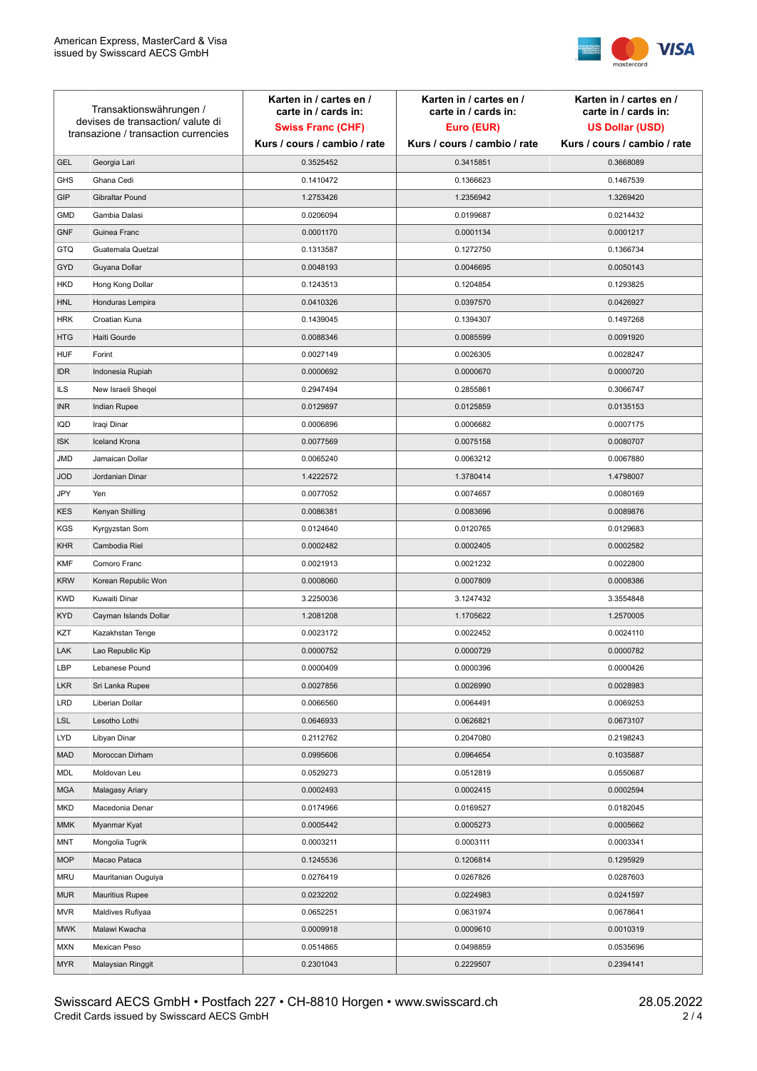American Express, MasterCard & Visa
issued by Swisscard AECS GmbH

| Transaktionswährungen / devises de transaction/ valute di transazione / transaction currencies | | Karten in / cartes en / carte in / cards in: **Swiss Franc (CHF)** Kurs / cours / cambio / rate | Karten in / cartes en / carte in / cards in: **Euro (EUR)** Kurs / cours / cambio / rate | Karten in / cartes en / carte in / cards in: **US Dollar (USD)** Kurs / cours / cambio / rate |
|---|---|---|---|---|
| GEL | Georgia Lari | 0.3525452 | 0.3415851 | 0.3668089 |
| GHS | Ghana Cedi | 0.1410472 | 0.1366623 | 0.1467539 |
| GIP | Gibraltar Pound | 1.2753426 | 1.2356942 | 1.3269420 |
| GMD | Gambia Dalasi | 0.0206094 | 0.0199687 | 0.0214432 |
| GNF | Guinea Franc | 0.0001170 | 0.0001134 | 0.0001217 |
| GTQ | Guatemala Quetzal | 0.1313587 | 0.1272750 | 0.1366734 |
| GYD | Guyana Dollar | 0.0048193 | 0.0046695 | 0.0050143 |
| HKD | Hong Kong Dollar | 0.1243513 | 0.1204854 | 0.1293825 |
| HNL | Honduras Lempira | 0.0410326 | 0.0397570 | 0.0426927 |
| HRK | Croatian Kuna | 0.1439045 | 0.1394307 | 0.1497268 |
| HTG | Haiti Gourde | 0.0088346 | 0.0085599 | 0.0091920 |
| HUF | Forint | 0.0027149 | 0.0026305 | 0.0028247 |
| IDR | Indonesia Rupiah | 0.0000692 | 0.0000670 | 0.0000720 |
| ILS | New Israeli Sheqel | 0.2947494 | 0.2855861 | 0.3066747 |
| INR | Indian Rupee | 0.0129897 | 0.0125859 | 0.0135153 |
| IQD | Iraqi Dinar | 0.0006896 | 0.0006682 | 0.0007175 |
| ISK | Iceland Krona | 0.0077569 | 0.0075158 | 0.0080707 |
| JMD | Jamaican Dollar | 0.0065240 | 0.0063212 | 0.0067880 |
| JOD | Jordanian Dinar | 1.4222572 | 1.3780414 | 1.4798007 |
| JPY | Yen | 0.0077052 | 0.0074657 | 0.0080169 |
| KES | Kenyan Shilling | 0.0086381 | 0.0083696 | 0.0089876 |
| KGS | Kyrgyzstan Som | 0.0124640 | 0.0120765 | 0.0129683 |
| KHR | Cambodia Riel | 0.0002482 | 0.0002405 | 0.0002582 |
| KMF | Comoro Franc | 0.0021913 | 0.0021232 | 0.0022800 |
| KRW | Korean Republic Won | 0.0008060 | 0.0007809 | 0.0008386 |
| KWD | Kuwaiti Dinar | 3.2250036 | 3.1247432 | 3.3554848 |
| KYD | Cayman Islands Dollar | 1.2081208 | 1.1705622 | 1.2570005 |
| KZT | Kazakhstan Tenge | 0.0023172 | 0.0022452 | 0.0024110 |
| LAK | Lao Republic Kip | 0.0000752 | 0.0000729 | 0.0000782 |
| LBP | Lebanese Pound | 0.0000409 | 0.0000396 | 0.0000426 |
| LKR | Sri Lanka Rupee | 0.0027856 | 0.0026990 | 0.0028983 |
| LRD | Liberian Dollar | 0.0066560 | 0.0064491 | 0.0069253 |
| LSL | Lesotho Lothi | 0.0646933 | 0.0626821 | 0.0673107 |
| LYD | Libyan Dinar | 0.2112762 | 0.2047080 | 0.2198243 |
| MAD | Moroccan Dirham | 0.0995606 | 0.0964654 | 0.1035887 |
| MDL | Moldovan Leu | 0.0529273 | 0.0512819 | 0.0550687 |
| MGA | Malagasy Ariary | 0.0002493 | 0.0002415 | 0.0002594 |
| MKD | Macedonia Denar | 0.0174966 | 0.0169527 | 0.0182045 |
| MMK | Myanmar Kyat | 0.0005442 | 0.0005273 | 0.0005662 |
| MNT | Mongolia Tugrik | 0.0003211 | 0.0003111 | 0.0003341 |
| MOP | Macao Pataca | 0.1245536 | 0.1206814 | 0.1295929 |
| MRU | Mauritanian Ouguiya | 0.0276419 | 0.0267826 | 0.0287603 |
| MUR | Mauritius Rupee | 0.0232202 | 0.0224983 | 0.0241597 |
| MVR | Maldives Rufiyaa | 0.0652251 | 0.0631974 | 0.0678641 |
| MWK | Malawi Kwacha | 0.0009918 | 0.0009610 | 0.0010319 |
| MXN | Mexican Peso | 0.0514865 | 0.0498859 | 0.0535696 |
| MYR | Malaysian Ringgit | 0.2301043 | 0.2229507 | 0.2394141 |

Swisscard AECS GmbH • Postfach 227 • CH-8810 Horgen • www.swisscard.ch
Credit Cards issued by Swisscard AECS GmbH

28.05.2022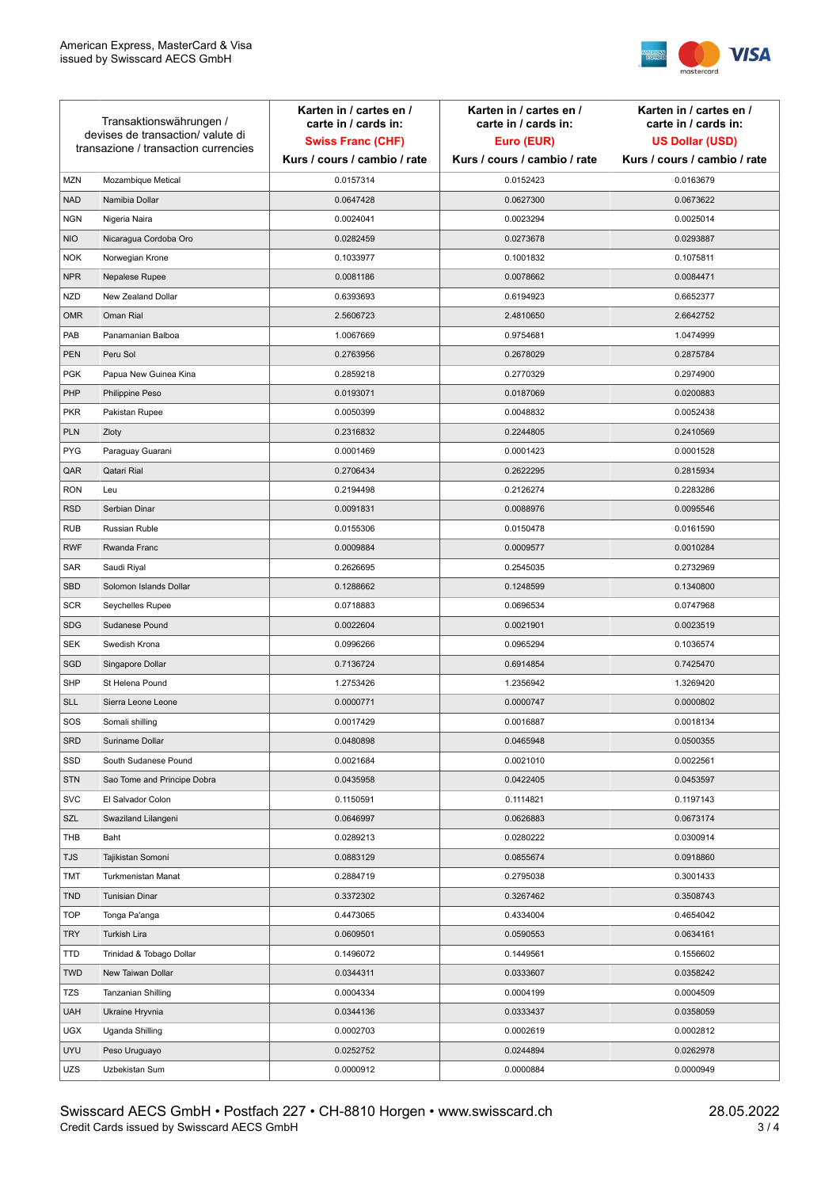| Transaktionswährungen / devises de transaction/ valute di transazione / transaction currencies | | Karten in / cartes en / carte in / cards in: **Swiss Franc (CHF)** Kurs / cours / cambio / rate | Karten in / cartes en / carte in / cards in: **Euro (EUR)** Kurs / cours / cambio / rate | Karten in / cartes en / carte in / cards in: **US Dollar (USD)** Kurs / cours / cambio / rate |
|---|---|---|---|---|
| MZN | Mozambique Metical | 0.0157314 | 0.0152423 | 0.0163679 |
| NAD | Namibia Dollar | 0.0647428 | 0.0627300 | 0.0673622 |
| NGN | Nigeria Naira | 0.0024041 | 0.0023294 | 0.0025014 |
| NIO | Nicaragua Cordoba Oro | 0.0282459 | 0.0273678 | 0.0293887 |
| NOK | Norwegian Krone | 0.1033977 | 0.1001832 | 0.1075811 |
| NPR | Nepalese Rupee | 0.0081186 | 0.0078662 | 0.0084471 |
| NZD | New Zealand Dollar | 0.6393693 | 0.6194923 | 0.6652377 |
| OMR | Oman Rial | 2.5606723 | 2.4810650 | 2.6642752 |
| PAB | Panamanian Balboa | 1.0067669 | 0.9754681 | 1.0474999 |
| PEN | Peru Sol | 0.2763956 | 0.2678029 | 0.2875784 |
| PGK | Papua New Guinea Kina | 0.2859218 | 0.2770329 | 0.2974900 |
| PHP | Philippine Peso | 0.0193071 | 0.0187069 | 0.0200883 |
| PKR | Pakistan Rupee | 0.0050399 | 0.0048832 | 0.0052438 |
| PLN | Zloty | 0.2316832 | 0.2244805 | 0.2410569 |
| PYG | Paraguay Guarani | 0.0001469 | 0.0001423 | 0.0001528 |
| QAR | Qatari Rial | 0.2706434 | 0.2622295 | 0.2815934 |
| RON | Leu | 0.2194498 | 0.2126274 | 0.2283286 |
| RSD | Serbian Dinar | 0.0091831 | 0.0088976 | 0.0095546 |
| RUB | Russian Ruble | 0.0155306 | 0.0150478 | 0.0161590 |
| RWF | Rwanda Franc | 0.0009884 | 0.0009577 | 0.0010284 |
| SAR | Saudi Riyal | 0.2626695 | 0.2545035 | 0.2732969 |
| SBD | Solomon Islands Dollar | 0.1288662 | 0.1248599 | 0.1340800 |
| SCR | Seychelles Rupee | 0.0718883 | 0.0696534 | 0.0747968 |
| SDG | Sudanese Pound | 0.0022604 | 0.0021901 | 0.0023519 |
| SEK | Swedish Krona | 0.0996266 | 0.0965294 | 0.1036574 |
| SGD | Singapore Dollar | 0.7136724 | 0.6914854 | 0.7425470 |
| SHP | St Helena Pound | 1.2753426 | 1.2356942 | 1.3269420 |
| SLL | Sierra Leone Leone | 0.0000771 | 0.0000747 | 0.0000802 |
| SOS | Somali shilling | 0.0017429 | 0.0016887 | 0.0018134 |
| SRD | Suriname Dollar | 0.0480898 | 0.0465948 | 0.0500355 |
| SSD | South Sudanese Pound | 0.0021684 | 0.0021010 | 0.0022561 |
| STN | Sao Tome and Principe Dobra | 0.0435958 | 0.0422405 | 0.0453597 |
| SVC | El Salvador Colon | 0.1150591 | 0.1114821 | 0.1197143 |
| SZL | Swaziland Lilangeni | 0.0646997 | 0.0626883 | 0.0673174 |
| THB | Baht | 0.0289213 | 0.0280222 | 0.0300914 |
| TJS | Tajikistan Somoni | 0.0883129 | 0.0855674 | 0.0918860 |
| TMT | Turkmenistan Manat | 0.2884719 | 0.2795038 | 0.3001433 |
| TND | Tunisian Dinar | 0.3372302 | 0.3267462 | 0.3508743 |
| TOP | Tonga Pa'anga | 0.4473065 | 0.4334004 | 0.4654042 |
| TRY | Turkish Lira | 0.0609501 | 0.0590553 | 0.0634161 |
| TTD | Trinidad & Tobago Dollar | 0.1496072 | 0.1449561 | 0.1556602 |
| TWD | New Taiwan Dollar | 0.0344311 | 0.0333607 | 0.0358242 |
| TZS | Tanzanian Shilling | 0.0004334 | 0.0004199 | 0.0004509 |
| UAH | Ukraine Hryvnia | 0.0344136 | 0.0333437 | 0.0358059 |
| UGX | Uganda Shilling | 0.0002703 | 0.0002619 | 0.0002812 |
| UYU | Peso Uruguayo | 0.0252752 | 0.0244894 | 0.0262978 |
| UZS | Uzbekistan Sum | 0.0000912 | 0.0000884 | 0.0000949 |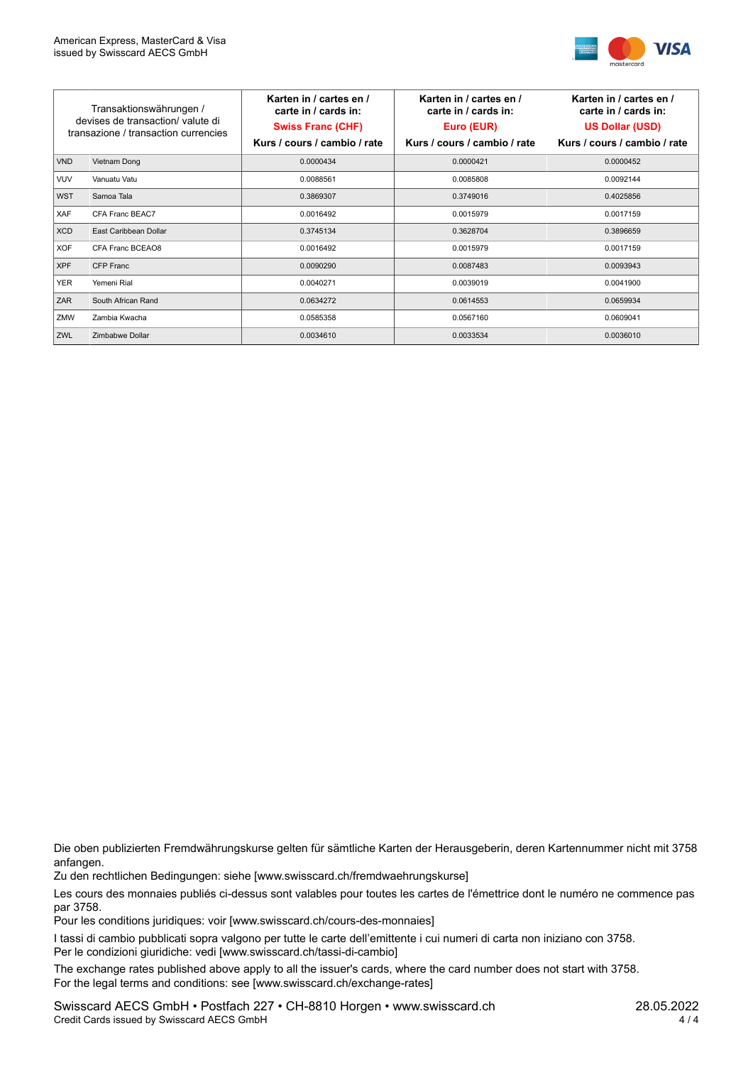| Transaktionswährungen / devises de transaction/ valute di transazione / transaction currencies | | Karten in / cartes en / carte in / cards in: **Swiss Franc (CHF)** Kurs / cours / cambio / rate | Karten in / cartes en / carte in / cards in: **Euro (EUR)** Kurs / cours / cambio / rate | Karten in / cartes en / carte in / cards in: **US Dollar (USD)** Kurs / cours / cambio / rate |
|---|---|---|---|---|
| VND | Vietnam Dong | 0.0000434 | 0.0000421 | 0.0000452 |
| VUV | Vanuatu Vatu | 0.0088561 | 0.0085808 | 0.0092144 |
| WST | Samoa Tala | 0.3869307 | 0.3749016 | 0.4025856 |
| XAF | CFA Franc BEAC7 | 0.0016492 | 0.0015979 | 0.0017159 |
| XCD | East Caribbean Dollar | 0.3745134 | 0.3628704 | 0.3896659 |
| XOF | CFA Franc BCEAO8 | 0.0016492 | 0.0015979 | 0.0017159 |
| XPF | CFP Franc | 0.0090290 | 0.0087483 | 0.0093943 |
| YER | Yemeni Rial | 0.0040271 | 0.0039019 | 0.0041900 |
| ZAR | South African Rand | 0.0634272 | 0.0614553 | 0.0659934 |
| ZMW | Zambia Kwacha | 0.0585358 | 0.0567160 | 0.0609041 |
| ZWL | Zimbabwe Dollar | 0.0034610 | 0.0033534 | 0.0036010 |

Die oben publizierten Fremdwährungskurse gelten für sämtliche Karten der Herausgeberin, deren Kartennummer nicht mit 3758 anfangen.
Zu den rechtlichen Bedingungen: siehe [www.swisscard.ch/fremdwaehrungskurse]

Les cours des monnaies publiés ci-dessus sont valables pour toutes les cartes de l'émettrice dont le numéro ne commence pas par 3758.
Pour les conditions juridiques: voir [www.swisscard.ch/cours-des-monnaies]

I tassi di cambio pubblicati sopra valgono per tutte le carte dell'emittente i cui numeri di carta non iniziano con 3758.
Per le condizioni giuridiche: vedi [www.swisscard.ch/tassi-di-cambio]

The exchange rates published above apply to all the issuer's cards, where the card number does not start with 3758.
For the legal terms and conditions: see [www.swisscard.ch/exchange-rates]

Swisscard AECS GmbH • Postfach 227 • CH-8810 Horgen • www.swisscard.ch
Credit Cards issued by Swisscard AECS GmbH

28.05.2022